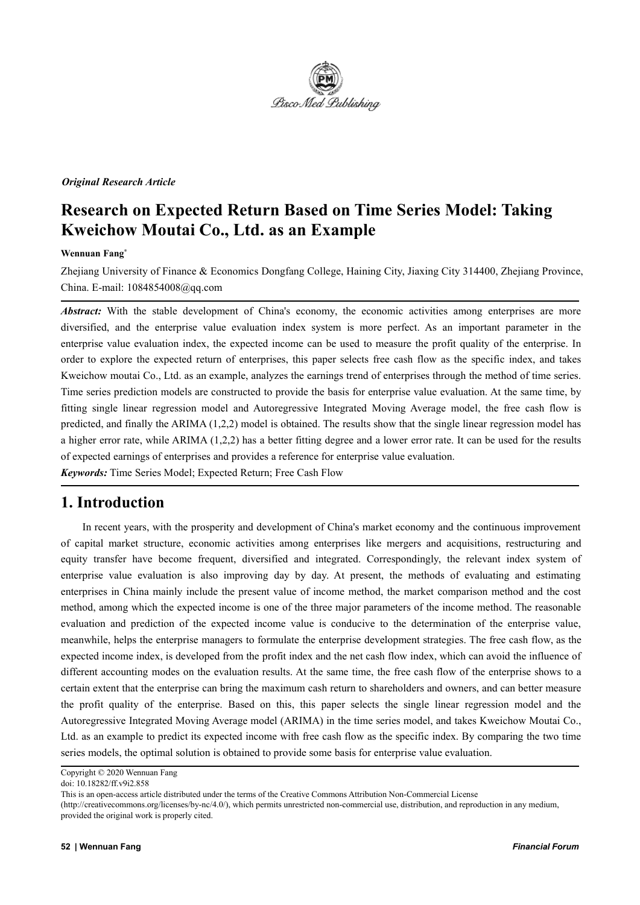*Original Research Article*

# Research on Expected Return Based on Time Series Model: Taking Kweichow Moutai Co., Ltd. as an Example

**Wennuan Fang***

Zhejiang University of Finance & Economics Dongfang College, Haining City, Jiaxing City 314400, Zhejiang Province, China. E-mail: 1084854008@qq.com

***Abstract:*** With the stable development of China's economy, the economic activities among enterprises are more diversified, and the enterprise value evaluation index system is more perfect. As an important parameter in the enterprise value evaluation index, the expected income can be used to measure the profit quality of the enterprise. In order to explore the expected return of enterprises, this paper selects free cash flow as the specific index, and takes Kweichow moutai Co., Ltd. as an example, analyzes the earnings trend of enterprises through the method of time series. Time series prediction models are constructed to provide the basis for enterprise value evaluation. At the same time, by fitting single linear regression model and Autoregressive Integrated Moving Average model, the free cash flow is predicted, and finally the ARIMA (1,2,2) model is obtained. The results show that the single linear regression model has a higher error rate, while ARIMA (1,2,2) has a better fitting degree and a lower error rate. It can be used for the results of expected earnings of enterprises and provides a reference for enterprise value evaluation.

***Keywords:*** Time Series Model; Expected Return; Free Cash Flow

## 1. Introduction

In recent years, with the prosperity and development of China's market economy and the continuous improvement of capital market structure, economic activities among enterprises like mergers and acquisitions, restructuring and equity transfer have become frequent, diversified and integrated. Correspondingly, the relevant index system of enterprise value evaluation is also improving day by day. At present, the methods of evaluating and estimating enterprises in China mainly include the present value of income method, the market comparison method and the cost method, among which the expected income is one of the three major parameters of the income method. The reasonable evaluation and prediction of the expected income value is conducive to the determination of the enterprise value, meanwhile, helps the enterprise managers to formulate the enterprise development strategies. The free cash flow, as the expected income index, is developed from the profit index and the net cash flow index, which can avoid the influence of different accounting modes on the evaluation results. At the same time, the free cash flow of the enterprise shows to a certain extent that the enterprise can bring the maximum cash return to shareholders and owners, and can better measure the profit quality of the enterprise. Based on this, this paper selects the single linear regression model and the Autoregressive Integrated Moving Average model (ARIMA) in the time series model, and takes Kweichow Moutai Co., Ltd. as an example to predict its expected income with free cash flow as the specific index. By comparing the two time series models, the optimal solution is obtained to provide some basis for enterprise value evaluation.

Copyright © 2020 Wennuan Fang
doi: 10.18282/ff.v9i2.858
This is an open-access article distributed under the terms of the Creative Commons Attribution Non-Commercial License (http://creativecommons.org/licenses/by-nc/4.0/), which permits unrestricted non-commercial use, distribution, and reproduction in any medium, provided the original work is properly cited.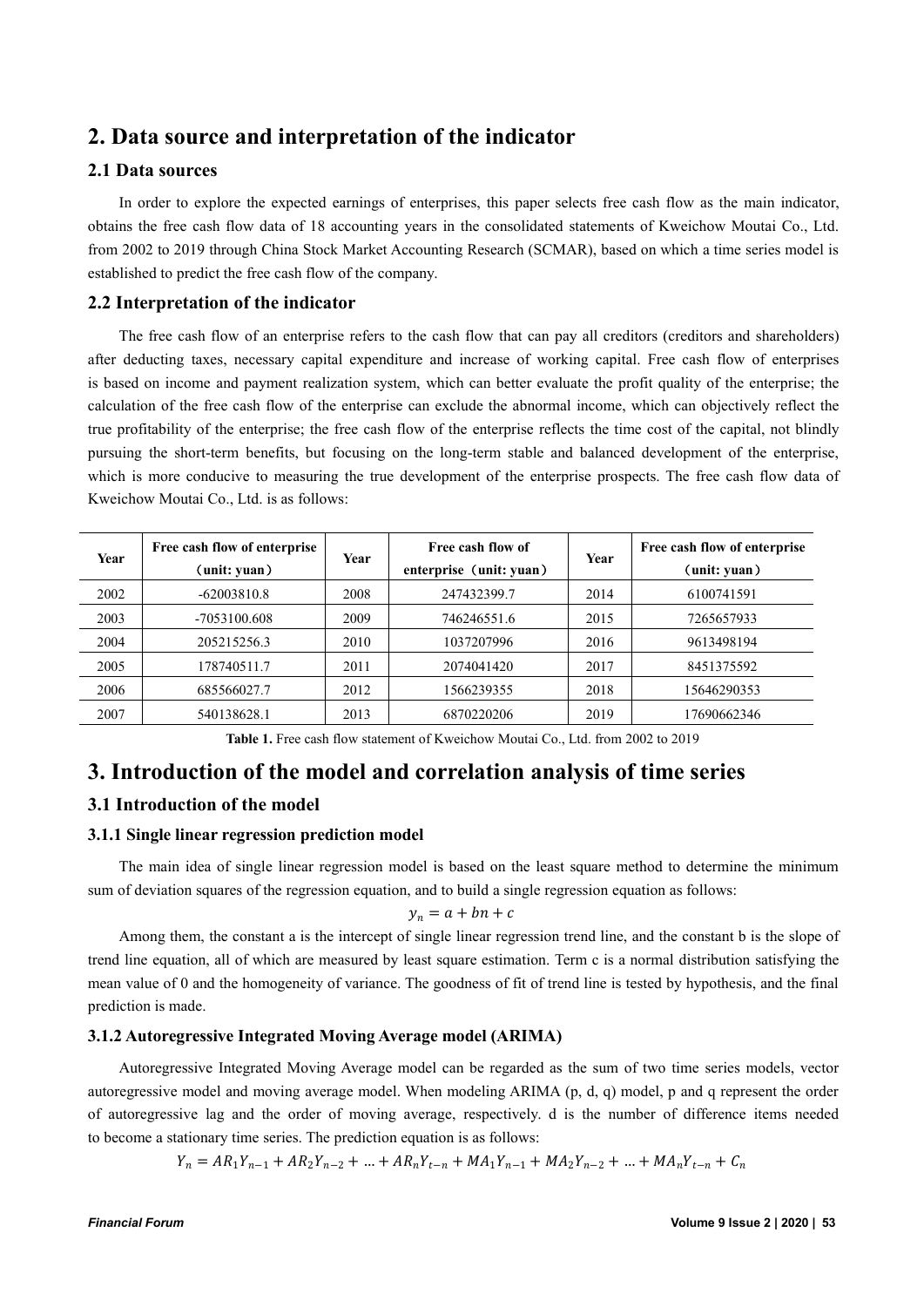## 2. Data source and interpretation of the indicator

### 2.1 Data sources

In order to explore the expected earnings of enterprises, this paper selects free cash flow as the main indicator, obtains the free cash flow data of 18 accounting years in the consolidated statements of Kweichow Moutai Co., Ltd. from 2002 to 2019 through China Stock Market Accounting Research (SCMAR), based on which a time series model is established to predict the free cash flow of the company.

### 2.2 Interpretation of the indicator

The free cash flow of an enterprise refers to the cash flow that can pay all creditors (creditors and shareholders) after deducting taxes, necessary capital expenditure and increase of working capital. Free cash flow of enterprises is based on income and payment realization system, which can better evaluate the profit quality of the enterprise; the calculation of the free cash flow of the enterprise can exclude the abnormal income, which can objectively reflect the true profitability of the enterprise; the free cash flow of the enterprise reflects the time cost of the capital, not blindly pursuing the short-term benefits, but focusing on the long-term stable and balanced development of the enterprise, which is more conducive to measuring the true development of the enterprise prospects. The free cash flow data of Kweichow Moutai Co., Ltd. is as follows:

| Year | Free cash flow of enterprise （unit: yuan） | Year | Free cash flow of enterprise （unit: yuan） | Year | Free cash flow of enterprise （unit: yuan） |
|---|---|---|---|---|---|
| 2002 | -62003810.8 | 2008 | 247432399.7 | 2014 | 6100741591 |
| 2003 | -7053100.608 | 2009 | 746246551.6 | 2015 | 7265657933 |
| 2004 | 205215256.3 | 2010 | 1037207996 | 2016 | 9613498194 |
| 2005 | 178740511.7 | 2011 | 2074041420 | 2017 | 8451375592 |
| 2006 | 685566027.7 | 2012 | 1566239355 | 2018 | 15646290353 |
| 2007 | 540138628.1 | 2013 | 6870220206 | 2019 | 17690662346 |

**Table 1.** Free cash flow statement of Kweichow Moutai Co., Ltd. from 2002 to 2019

## 3. Introduction of the model and correlation analysis of time series

### 3.1 Introduction of the model

#### 3.1.1 Single linear regression prediction model

The main idea of single linear regression model is based on the least square method to determine the minimum sum of deviation squares of the regression equation, and to build a single regression equation as follows:

$$y_n = a + bn + c$$

Among them, the constant a is the intercept of single linear regression trend line, and the constant b is the slope of trend line equation, all of which are measured by least square estimation. Term c is a normal distribution satisfying the mean value of 0 and the homogeneity of variance. The goodness of fit of trend line is tested by hypothesis, and the final prediction is made.

#### 3.1.2 Autoregressive Integrated Moving Average model (ARIMA)

Autoregressive Integrated Moving Average model can be regarded as the sum of two time series models, vector autoregressive model and moving average model. When modeling ARIMA (p, d, q) model, p and q represent the order of autoregressive lag and the order of moving average, respectively. d is the number of difference items needed to become a stationary time series. The prediction equation is as follows:

$$Y_n = AR_1 Y_{n-1} + AR_2 Y_{n-2} + \ldots + AR_n Y_{t-n} + MA_1 Y_{n-1} + MA_2 Y_{n-2} + \ldots + MA_n Y_{t-n} + C_n$$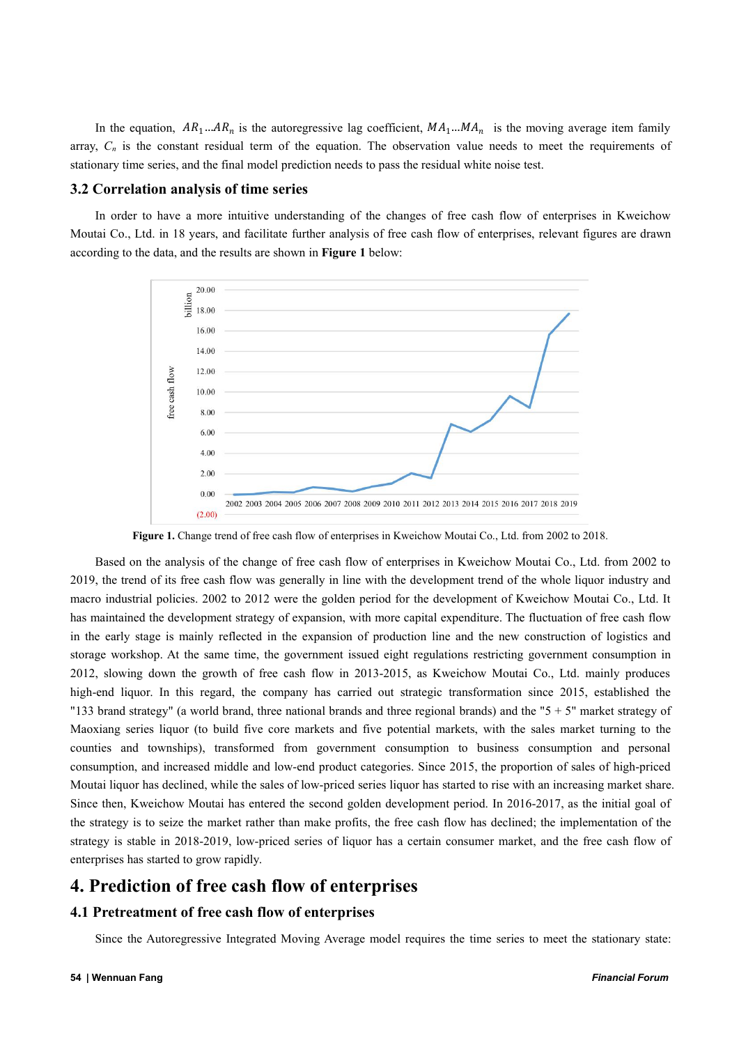In the equation, $AR_1...AR_n$ is the autoregressive lag coefficient, $MA_1...MA_n$ is the moving average item family array, $C_n$ is the constant residual term of the equation. The observation value needs to meet the requirements of stationary time series, and the final model prediction needs to pass the residual white noise test.

### 3.2 Correlation analysis of time series

In order to have a more intuitive understanding of the changes of free cash flow of enterprises in Kweichow Moutai Co., Ltd. in 18 years, and facilitate further analysis of free cash flow of enterprises, relevant figures are drawn according to the data, and the results are shown in **Figure 1** below:

**Figure 1.** Change trend of free cash flow of enterprises in Kweichow Moutai Co., Ltd. from 2002 to 2018.

Based on the analysis of the change of free cash flow of enterprises in Kweichow Moutai Co., Ltd. from 2002 to 2019, the trend of its free cash flow was generally in line with the development trend of the whole liquor industry and macro industrial policies. 2002 to 2012 were the golden period for the development of Kweichow Moutai Co., Ltd. It has maintained the development strategy of expansion, with more capital expenditure. The fluctuation of free cash flow in the early stage is mainly reflected in the expansion of production line and the new construction of logistics and storage workshop. At the same time, the government issued eight regulations restricting government consumption in 2012, slowing down the growth of free cash flow in 2013-2015, as Kweichow Moutai Co., Ltd. mainly produces high-end liquor. In this regard, the company has carried out strategic transformation since 2015, established the "133 brand strategy" (a world brand, three national brands and three regional brands) and the "5 + 5" market strategy of Maoxiang series liquor (to build five core markets and five potential markets, with the sales market turning to the counties and townships), transformed from government consumption to business consumption and personal consumption, and increased middle and low-end product categories. Since 2015, the proportion of sales of high-priced Moutai liquor has declined, while the sales of low-priced series liquor has started to rise with an increasing market share. Since then, Kweichow Moutai has entered the second golden development period. In 2016-2017, as the initial goal of the strategy is to seize the market rather than make profits, the free cash flow has declined; the implementation of the strategy is stable in 2018-2019, low-priced series of liquor has a certain consumer market, and the free cash flow of enterprises has started to grow rapidly.

# 4. Prediction of free cash flow of enterprises

### 4.1 Pretreatment of free cash flow of enterprises

Since the Autoregressive Integrated Moving Average model requires the time series to meet the stationary state: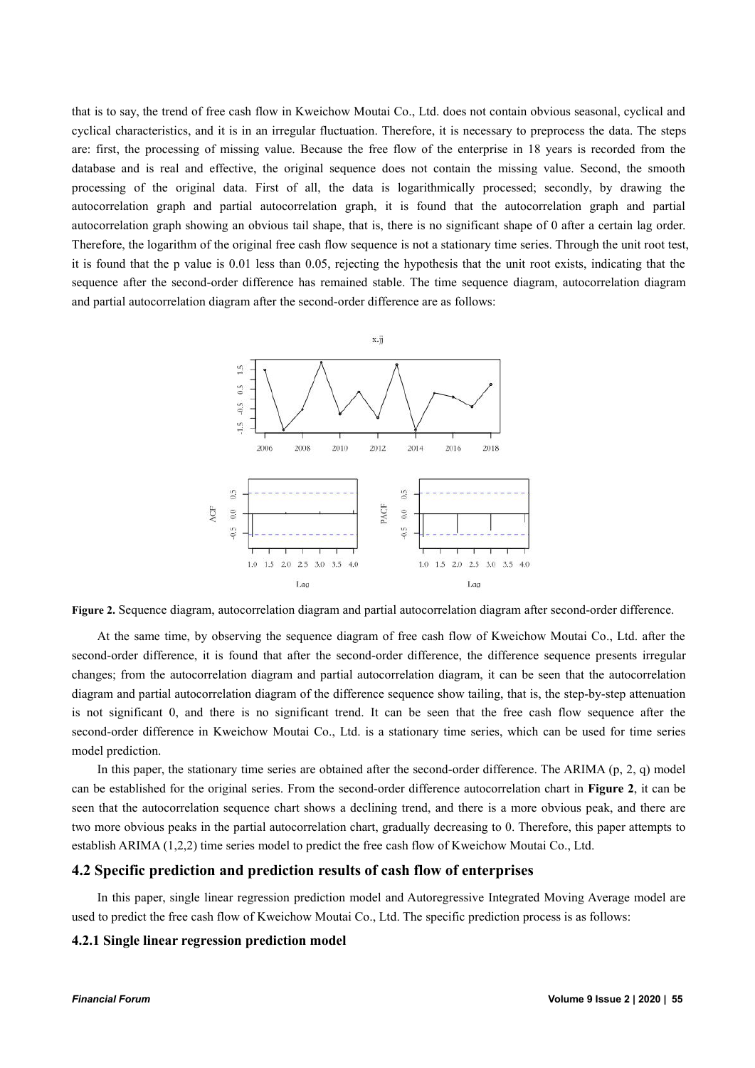that is to say, the trend of free cash flow in Kweichow Moutai Co., Ltd. does not contain obvious seasonal, cyclical and cyclical characteristics, and it is in an irregular fluctuation. Therefore, it is necessary to preprocess the data. The steps are: first, the processing of missing value. Because the free flow of the enterprise in 18 years is recorded from the database and is real and effective, the original sequence does not contain the missing value. Second, the smooth processing of the original data. First of all, the data is logarithmically processed; secondly, by drawing the autocorrelation graph and partial autocorrelation graph, it is found that the autocorrelation graph and partial autocorrelation graph showing an obvious tail shape, that is, there is no significant shape of 0 after a certain lag order. Therefore, the logarithm of the original free cash flow sequence is not a stationary time series. Through the unit root test, it is found that the p value is 0.01 less than 0.05, rejecting the hypothesis that the unit root exists, indicating that the sequence after the second-order difference has remained stable. The time sequence diagram, autocorrelation diagram and partial autocorrelation diagram after the second-order difference are as follows:

**Figure 2.** Sequence diagram, autocorrelation diagram and partial autocorrelation diagram after second-order difference.

At the same time, by observing the sequence diagram of free cash flow of Kweichow Moutai Co., Ltd. after the second-order difference, it is found that after the second-order difference, the difference sequence presents irregular changes; from the autocorrelation diagram and partial autocorrelation diagram, it can be seen that the autocorrelation diagram and partial autocorrelation diagram of the difference sequence show tailing, that is, the step-by-step attenuation is not significant 0, and there is no significant trend. It can be seen that the free cash flow sequence after the second-order difference in Kweichow Moutai Co., Ltd. is a stationary time series, which can be used for time series model prediction.

In this paper, the stationary time series are obtained after the second-order difference. The ARIMA (p, 2, q) model can be established for the original series. From the second-order difference autocorrelation chart in **Figure 2**, it can be seen that the autocorrelation sequence chart shows a declining trend, and there is a more obvious peak, and there are two more obvious peaks in the partial autocorrelation chart, gradually decreasing to 0. Therefore, this paper attempts to establish ARIMA (1,2,2) time series model to predict the free cash flow of Kweichow Moutai Co., Ltd.

## 4.2 Specific prediction and prediction results of cash flow of enterprises

In this paper, single linear regression prediction model and Autoregressive Integrated Moving Average model are used to predict the free cash flow of Kweichow Moutai Co., Ltd. The specific prediction process is as follows:

### 4.2.1 Single linear regression prediction model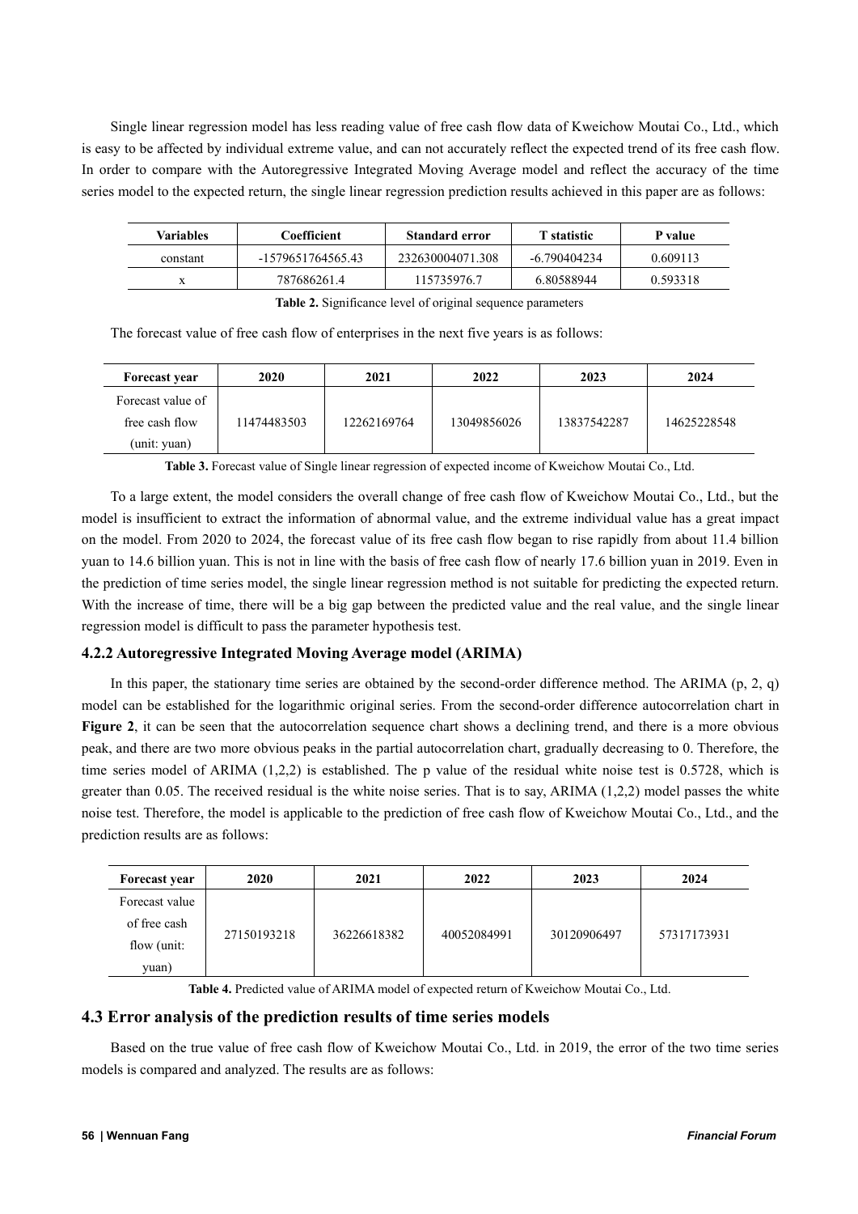Single linear regression model has less reading value of free cash flow data of Kweichow Moutai Co., Ltd., which is easy to be affected by individual extreme value, and can not accurately reflect the expected trend of its free cash flow. In order to compare with the Autoregressive Integrated Moving Average model and reflect the accuracy of the time series model to the expected return, the single linear regression prediction results achieved in this paper are as follows:

| Variables | Coefficient | Standard error | T statistic | P value |
|---|---|---|---|---|
| constant | -1579651764565.43 | 232630004071.308 | -6.790404234 | 0.609113 |
| x | 787686261.4 | 115735976.7 | 6.80588944 | 0.593318 |

**Table 2.** Significance level of original sequence parameters

The forecast value of free cash flow of enterprises in the next five years is as follows:

| Forecast year | 2020 | 2021 | 2022 | 2023 | 2024 |
|---|---|---|---|---|---|
| Forecast value of free cash flow (unit: yuan) | 11474483503 | 12262169764 | 13049856026 | 13837542287 | 14625228548 |

**Table 3.** Forecast value of Single linear regression of expected income of Kweichow Moutai Co., Ltd.

To a large extent, the model considers the overall change of free cash flow of Kweichow Moutai Co., Ltd., but the model is insufficient to extract the information of abnormal value, and the extreme individual value has a great impact on the model. From 2020 to 2024, the forecast value of its free cash flow began to rise rapidly from about 11.4 billion yuan to 14.6 billion yuan. This is not in line with the basis of free cash flow of nearly 17.6 billion yuan in 2019. Even in the prediction of time series model, the single linear regression method is not suitable for predicting the expected return. With the increase of time, there will be a big gap between the predicted value and the real value, and the single linear regression model is difficult to pass the parameter hypothesis test.

### 4.2.2 Autoregressive Integrated Moving Average model (ARIMA)

In this paper, the stationary time series are obtained by the second-order difference method. The ARIMA (p, 2, q) model can be established for the logarithmic original series. From the second-order difference autocorrelation chart in **Figure 2**, it can be seen that the autocorrelation sequence chart shows a declining trend, and there is a more obvious peak, and there are two more obvious peaks in the partial autocorrelation chart, gradually decreasing to 0. Therefore, the time series model of ARIMA (1,2,2) is established. The p value of the residual white noise test is 0.5728, which is greater than 0.05. The received residual is the white noise series. That is to say, ARIMA (1,2,2) model passes the white noise test. Therefore, the model is applicable to the prediction of free cash flow of Kweichow Moutai Co., Ltd., and the prediction results are as follows:

| Forecast year | 2020 | 2021 | 2022 | 2023 | 2024 |
|---|---|---|---|---|---|
| Forecast value of free cash flow (unit: yuan) | 27150193218 | 36226618382 | 40052084991 | 30120906497 | 57317173931 |

**Table 4.** Predicted value of ARIMA model of expected return of Kweichow Moutai Co., Ltd.

## 4.3 Error analysis of the prediction results of time series models

Based on the true value of free cash flow of Kweichow Moutai Co., Ltd. in 2019, the error of the two time series models is compared and analyzed. The results are as follows: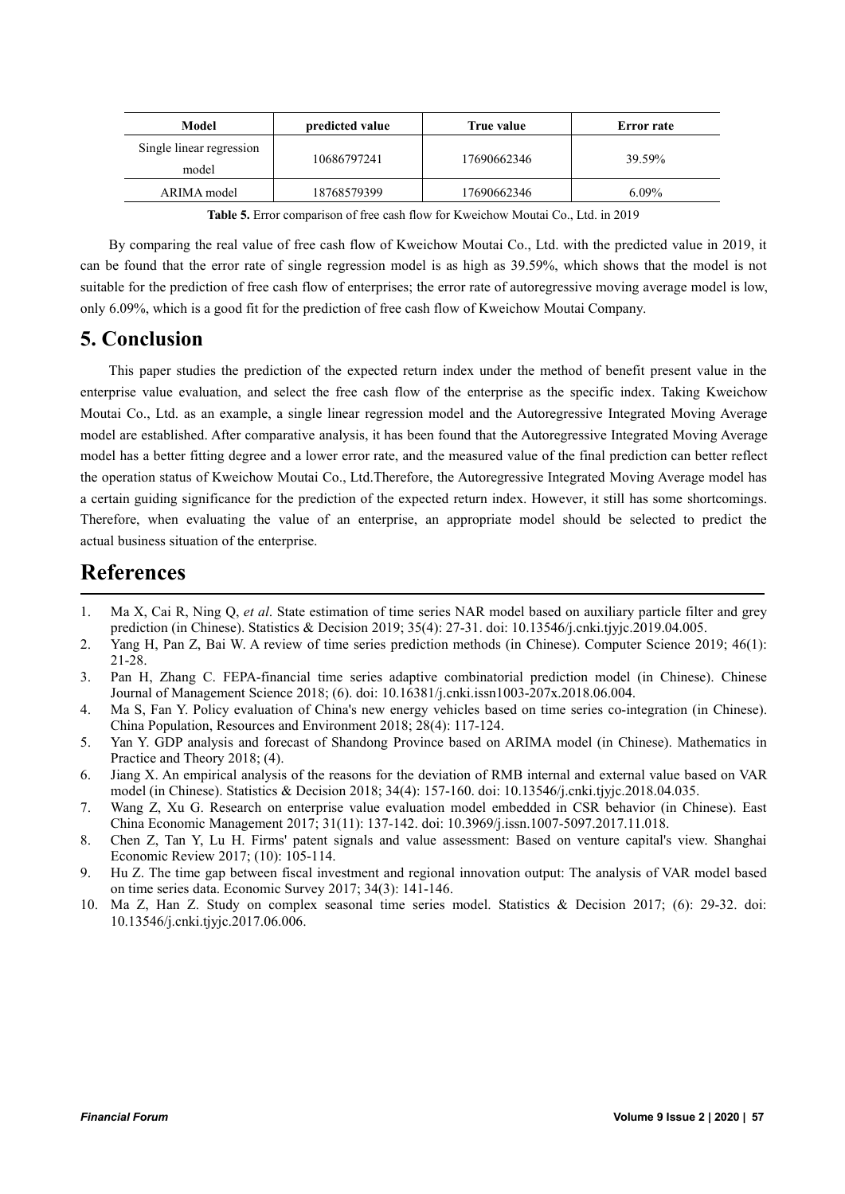| Model | predicted value | True value | Error rate |
|---|---|---|---|
| Single linear regression model | 10686797241 | 17690662346 | 39.59% |
| ARIMA model | 18768579399 | 17690662346 | 6.09% |

**Table 5.** Error comparison of free cash flow for Kweichow Moutai Co., Ltd. in 2019

By comparing the real value of free cash flow of Kweichow Moutai Co., Ltd. with the predicted value in 2019, it can be found that the error rate of single regression model is as high as 39.59%, which shows that the model is not suitable for the prediction of free cash flow of enterprises; the error rate of autoregressive moving average model is low, only 6.09%, which is a good fit for the prediction of free cash flow of Kweichow Moutai Company.

## 5. Conclusion

This paper studies the prediction of the expected return index under the method of benefit present value in the enterprise value evaluation, and select the free cash flow of the enterprise as the specific index. Taking Kweichow Moutai Co., Ltd. as an example, a single linear regression model and the Autoregressive Integrated Moving Average model are established. After comparative analysis, it has been found that the Autoregressive Integrated Moving Average model has a better fitting degree and a lower error rate, and the measured value of the final prediction can better reflect the operation status of Kweichow Moutai Co., Ltd.Therefore, the Autoregressive Integrated Moving Average model has a certain guiding significance for the prediction of the expected return index. However, it still has some shortcomings. Therefore, when evaluating the value of an enterprise, an appropriate model should be selected to predict the actual business situation of the enterprise.

# References

1. Ma X, Cai R, Ning Q, *et al*. State estimation of time series NAR model based on auxiliary particle filter and grey prediction (in Chinese). Statistics & Decision 2019; 35(4): 27-31. doi: 10.13546/j.cnki.tjyjc.2019.04.005.
2. Yang H, Pan Z, Bai W. A review of time series prediction methods (in Chinese). Computer Science 2019; 46(1): 21-28.
3. Pan H, Zhang C. FEPA-financial time series adaptive combinatorial prediction model (in Chinese). Chinese Journal of Management Science 2018; (6). doi: 10.16381/j.cnki.issn1003-207x.2018.06.004.
4. Ma S, Fan Y. Policy evaluation of China's new energy vehicles based on time series co-integration (in Chinese). China Population, Resources and Environment 2018; 28(4): 117-124.
5. Yan Y. GDP analysis and forecast of Shandong Province based on ARIMA model (in Chinese). Mathematics in Practice and Theory 2018; (4).
6. Jiang X. An empirical analysis of the reasons for the deviation of RMB internal and external value based on VAR model (in Chinese). Statistics & Decision 2018; 34(4): 157-160. doi: 10.13546/j.cnki.tjyjc.2018.04.035.
7. Wang Z, Xu G. Research on enterprise value evaluation model embedded in CSR behavior (in Chinese). East China Economic Management 2017; 31(11): 137-142. doi: 10.3969/j.issn.1007-5097.2017.11.018.
8. Chen Z, Tan Y, Lu H. Firms' patent signals and value assessment: Based on venture capital's view. Shanghai Economic Review 2017; (10): 105-114.
9. Hu Z. The time gap between fiscal investment and regional innovation output: The analysis of VAR model based on time series data. Economic Survey 2017; 34(3): 141-146.
10. Ma Z, Han Z. Study on complex seasonal time series model. Statistics & Decision 2017; (6): 29-32. doi: 10.13546/j.cnki.tjyjc.2017.06.006.